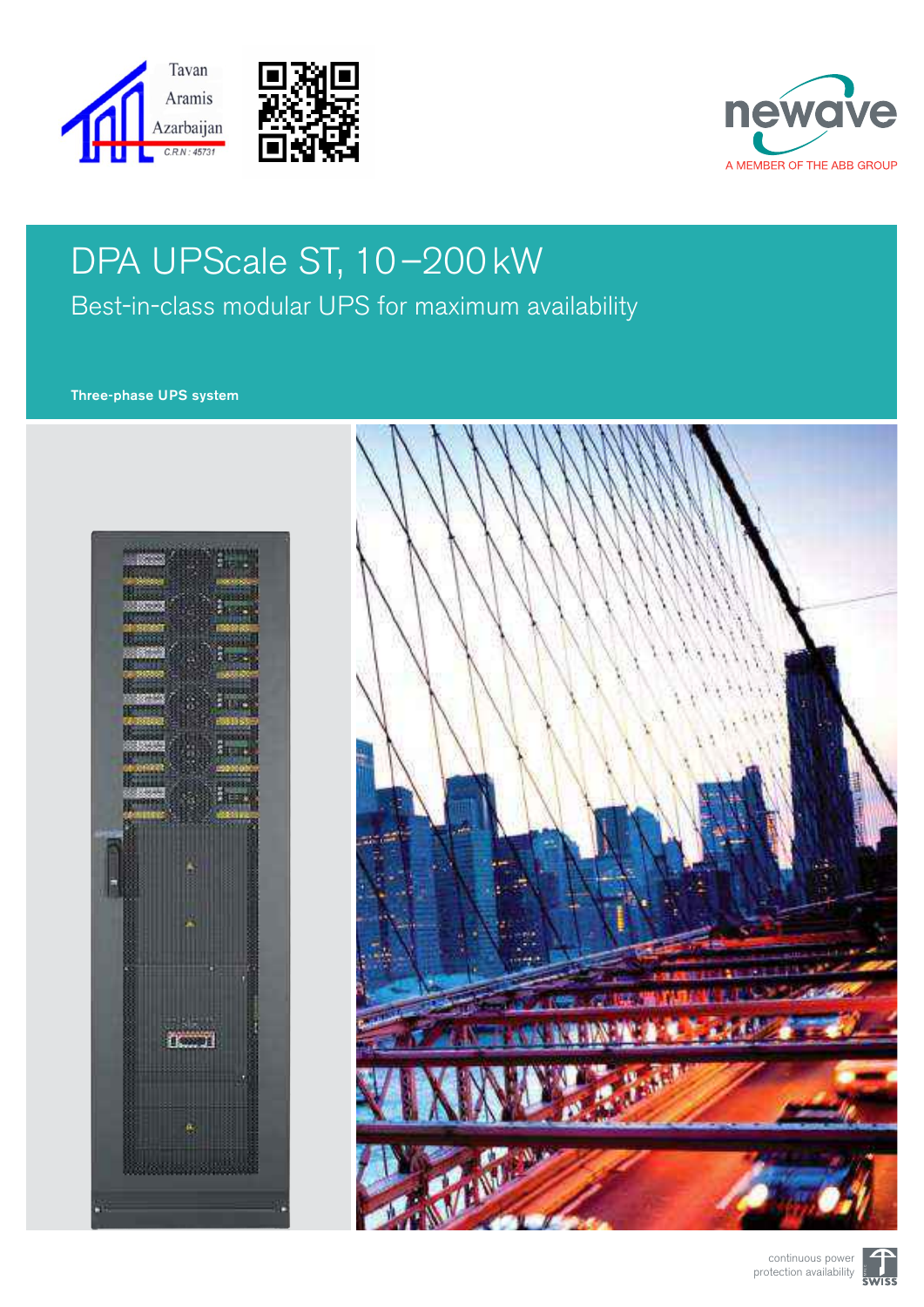Tavan Aramis Azarbaijan

C.R.N : 45731

newave

A MEMBER OF THE ABB GROUP

# DPA UPScale ST, 10–200 kW

## Best-in-class modular UPS for maximum availability

**Three-phase UPS system**

continuous power protection availability

SWISS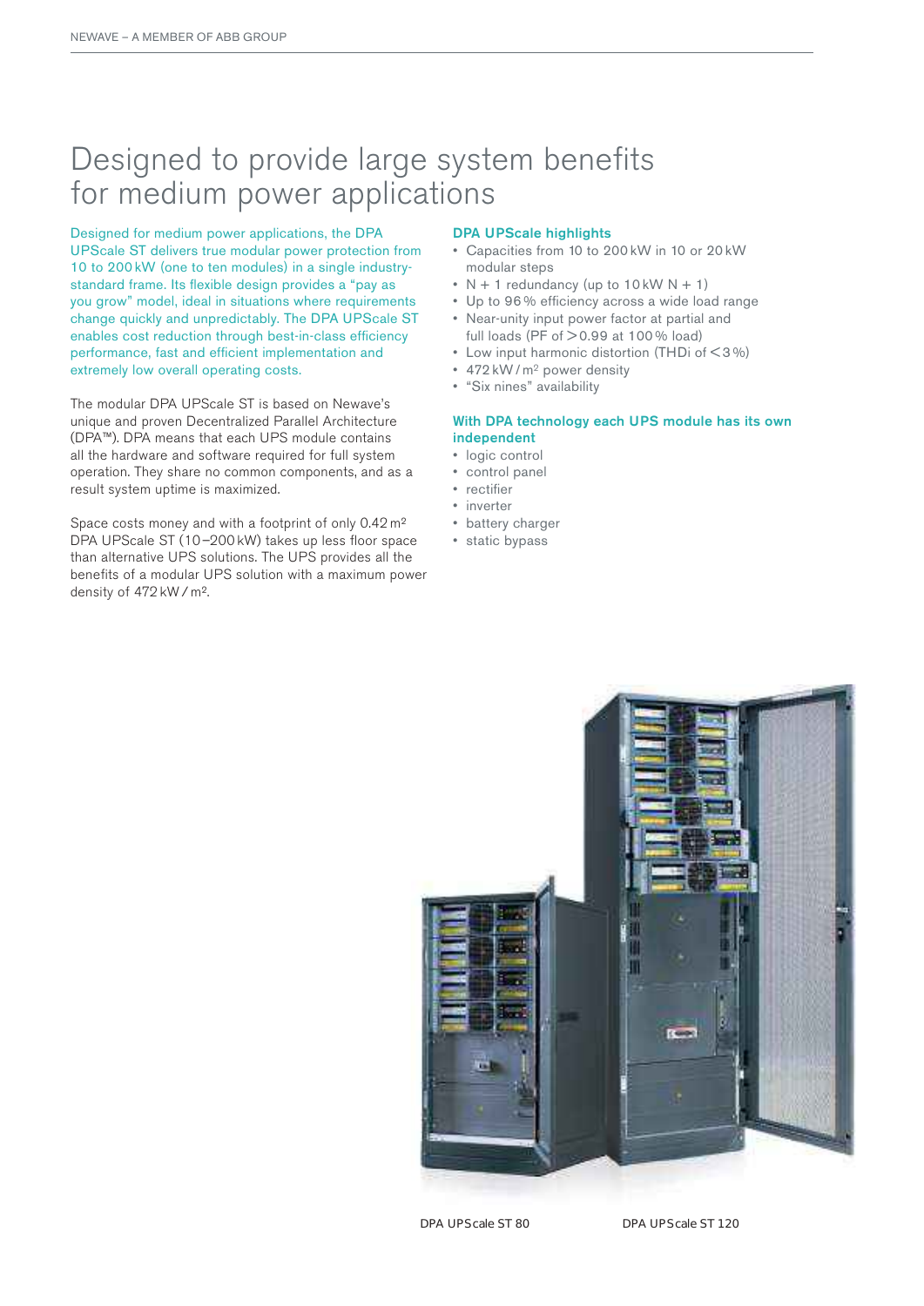# Designed to provide large system benefits for medium power applications

Designed for medium power applications, the DPA UPScale ST delivers true modular power protection from 10 to 200 kW (one to ten modules) in a single industry-standard frame. Its flexible design provides a "pay as you grow" model, ideal in situations where requirements change quickly and unpredictably. The DPA UPScale ST enables cost reduction through best-in-class efficiency performance, fast and efficient implementation and extremely low overall operating costs.

The modular DPA UPScale ST is based on Newave's unique and proven Decentralized Parallel Architecture (DPA™). DPA means that each UPS module contains all the hardware and software required for full system operation. They share no common components, and as a result system uptime is maximized.

Space costs money and with a footprint of only 0.42 m² DPA UPScale ST (10–200 kW) takes up less floor space than alternative UPS solutions. The UPS provides all the benefits of a modular UPS solution with a maximum power density of 472 kW / m².

## DPA UPScale highlights

- Capacities from 10 to 200 kW in 10 or 20 kW modular steps
- N + 1 redundancy (up to 10 kW N + 1)
- Up to 96 % efficiency across a wide load range
- Near-unity input power factor at partial and full loads (PF of > 0.99 at 100 % load)
- Low input harmonic distortion (THDi of < 3 %)
- 472 kW / m² power density
- "Six nines" availability

## With DPA technology each UPS module has its own independent

- logic control
- control panel
- rectifier
- inverter
- battery charger
- static bypass

DPA UPScale ST 80

DPA UPScale ST 120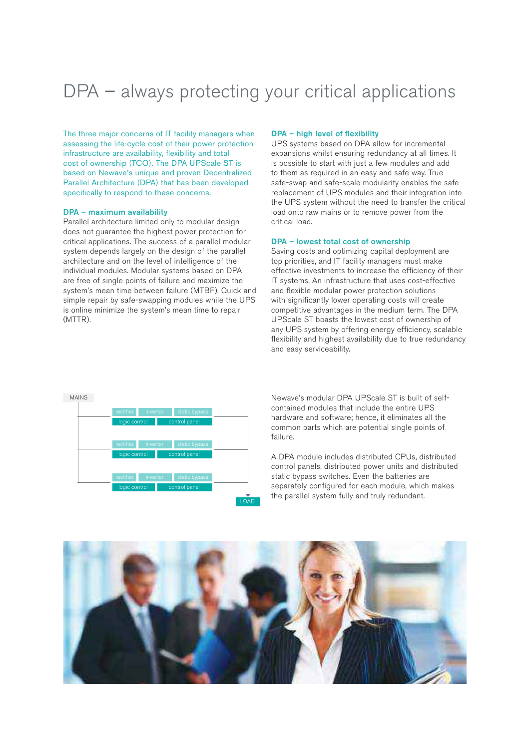# DPA – always protecting your critical applications

The three major concerns of IT facility managers when assessing the life-cycle cost of their power protection infrastructure are availability, flexibility and total cost of ownership (TCO). The DPA UPScale ST is based on Newave's unique and proven Decentralized Parallel Architecture (DPA) that has been developed specifically to respond to these concerns.

## DPA – maximum availability

Parallel architecture limited only to modular design does not guarantee the highest power protection for critical applications. The success of a parallel modular system depends largely on the design of the parallel architecture and on the level of intelligence of the individual modules. Modular systems based on DPA are free of single points of failure and maximize the system's mean time between failure (MTBF). Quick and simple repair by safe-swapping modules while the UPS is online minimize the system's mean time to repair (MTTR).

## DPA – high level of flexibility

UPS systems based on DPA allow for incremental expansions whilst ensuring redundancy at all times. It is possible to start with just a few modules and add to them as required in an easy and safe way. True safe-swap and safe-scale modularity enables the safe replacement of UPS modules and their integration into the UPS system without the need to transfer the critical load onto raw mains or to remove power from the critical load.

## DPA – lowest total cost of ownership

Saving costs and optimizing capital deployment are top priorities, and IT facility managers must make effective investments to increase the efficiency of their IT systems. An infrastructure that uses cost-effective and flexible modular power protection solutions with significantly lower operating costs will create competitive advantages in the medium term. The DPA UPScale ST boasts the lowest cost of ownership of any UPS system by offering energy efficiency, scalable flexibility and highest availability due to true redundancy and easy serviceability.

MAINS

| rectifier | inverter | static bypass |
|---|---|---|
| logic control | control panel | |
| rectifier | inverter | static bypass |
| logic control | control panel | |
| rectifier | inverter | static bypass |
| logic control | control panel | |

LOAD

Newave's modular DPA UPScale ST is built of self-contained modules that include the entire UPS hardware and software; hence, it eliminates all the common parts which are potential single points of failure.

A DPA module includes distributed CPUs, distributed control panels, distributed power units and distributed static bypass switches. Even the batteries are separately configured for each module, which makes the parallel system fully and truly redundant.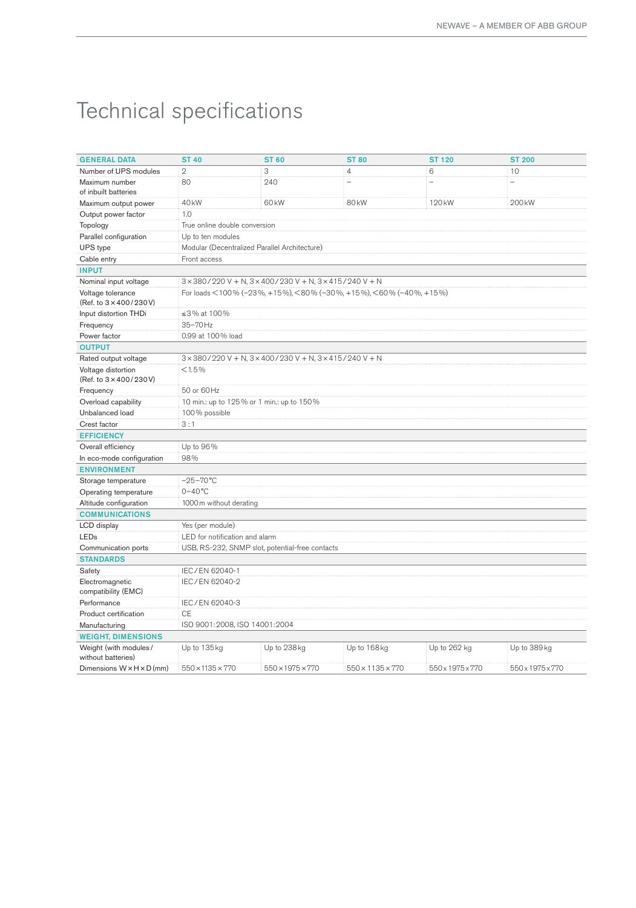# Technical specifications

| GENERAL DATA | ST 40 | ST 60 | ST 80 | ST 120 | ST 200 |
|---|---|---|---|---|---|
| Number of UPS modules | 2 | 3 | 4 | 6 | 10 |
| Maximum number of inbuilt batteries | 80 | 240 | – | – | – |
| Maximum output power | 40 kW | 60 kW | 80 kW | 120 kW | 200 kW |
| Output power factor | 1.0 | | | | |
| Topology | True online double conversion | | | | |
| Parallel configuration | Up to ten modules | | | | |
| UPS type | Modular (Decentralized Parallel Architecture) | | | | |
| Cable entry | Front access | | | | |
| **INPUT** | | | | | |
| Nominal input voltage | 3 × 380 / 220 V + N, 3 × 400 / 230 V + N, 3 × 415 / 240 V + N | | | | |
| Voltage tolerance (Ref. to 3 × 400 / 230 V) | For loads < 100 % (–23 %, +15 %), < 80 % (–30 %, +15 %), < 60 % (–40 %, +15 %) | | | | |
| Input distortion THDi | ≤ 3 % at 100 % | | | | |
| Frequency | 35–70 Hz | | | | |
| Power factor | 0.99 at 100 % load | | | | |
| **OUTPUT** | | | | | |
| Rated output voltage | 3 × 380 / 220 V + N, 3 × 400 / 230 V + N, 3 × 415 / 240 V + N | | | | |
| Voltage distortion (Ref. to 3 × 400 / 230 V) | < 1.5 % | | | | |
| Frequency | 50 or 60 Hz | | | | |
| Overload capability | 10 min.: up to 125 % or 1 min.: up to 150 % | | | | |
| Unbalanced load | 100 % possible | | | | |
| Crest factor | 3 : 1 | | | | |
| **EFFICIENCY** | | | | | |
| Overall efficiency | Up to 96 % | | | | |
| In eco-mode configuration | 98 % | | | | |
| **ENVIRONMENT** | | | | | |
| Storage temperature | –25–70 °C | | | | |
| Operating temperature | 0–40 °C | | | | |
| Altitude configuration | 1000 m without derating | | | | |
| **COMMUNICATIONS** | | | | | |
| LCD display | Yes (per module) | | | | |
| LEDs | LED for notification and alarm | | | | |
| Communication ports | USB, RS-232, SNMP slot, potential-free contacts | | | | |
| **STANDARDS** | | | | | |
| Safety | IEC / EN 62040-1 | | | | |
| Electromagnetic compatibility (EMC) | IEC / EN 62040-2 | | | | |
| Performance | IEC / EN 62040-3 | | | | |
| Product certification | CE | | | | |
| Manufacturing | ISO 9001:2008, ISO 14001:2004 | | | | |
| **WEIGHT, DIMENSIONS** | | | | | |
| Weight (with modules / without batteries) | Up to 135 kg | Up to 238 kg | Up to 168 kg | Up to 262 kg | Up to 389 kg |
| Dimensions W × H × D (mm) | 550 × 1135 × 770 | 550 × 1975 × 770 | 550 × 1135 × 770 | 550 x 1975 x 770 | 550 x 1975 x 770 |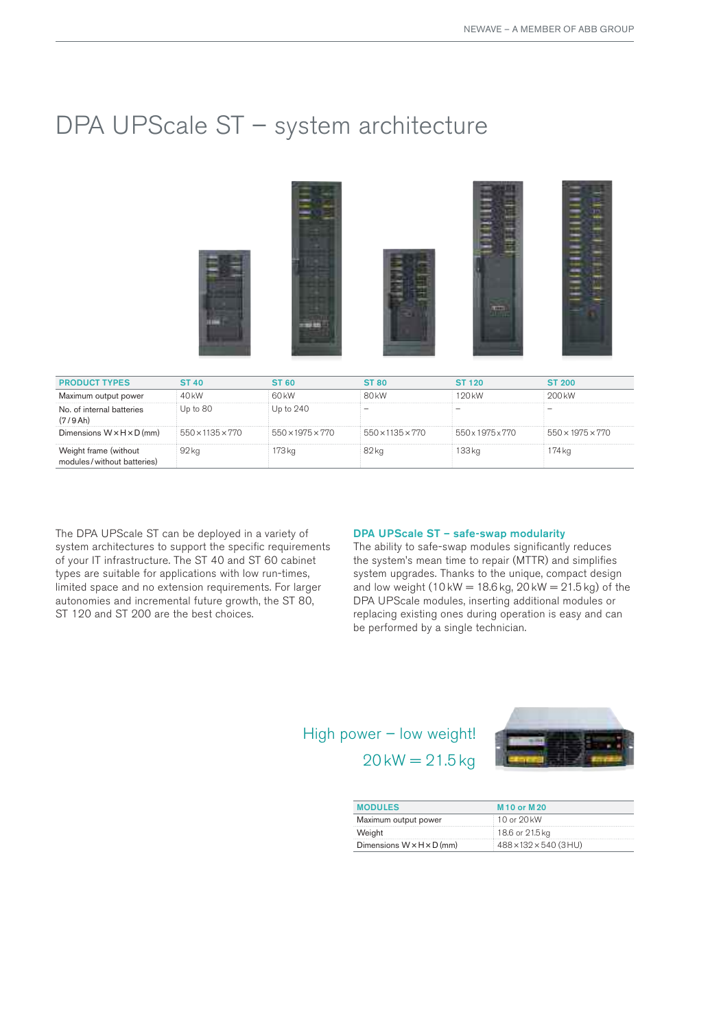# DPA UPScale ST – system architecture

| PRODUCT TYPES | ST 40 | ST 60 | ST 80 | ST 120 | ST 200 |
|---|---|---|---|---|---|
| Maximum output power | 40 kW | 60 kW | 80 kW | 120 kW | 200 kW |
| No. of internal batteries (7 / 9 Ah) | Up to 80 | Up to 240 | – | – | – |
| Dimensions W × H × D (mm) | 550 × 1135 × 770 | 550 × 1975 × 770 | 550 × 1135 × 770 | 550 x 1975 x 770 | 550 × 1975 × 770 |
| Weight frame (without modules / without batteries) | 92 kg | 173 kg | 82 kg | 133 kg | 174 kg |

The DPA UPScale ST can be deployed in a variety of system architectures to support the specific requirements of your IT infrastructure. The ST 40 and ST 60 cabinet types are suitable for applications with low run-times, limited space and no extension requirements. For larger autonomies and incremental future growth, the ST 80, ST 120 and ST 200 are the best choices.

## DPA UPScale ST – safe-swap modularity

The ability to safe-swap modules significantly reduces the system's mean time to repair (MTTR) and simplifies system upgrades. Thanks to the unique, compact design and low weight (10 kW = 18.6 kg, 20 kW = 21.5 kg) of the DPA UPScale modules, inserting additional modules or replacing existing ones during operation is easy and can be performed by a single technician.

High power – low weight!
20 kW = 21.5 kg

| MODULES | M 10 or M 20 |
|---|---|
| Maximum output power | 10 or 20 kW |
| Weight | 18.6 or 21.5 kg |
| Dimensions W × H × D (mm) | 488 × 132 × 540 (3 HU) |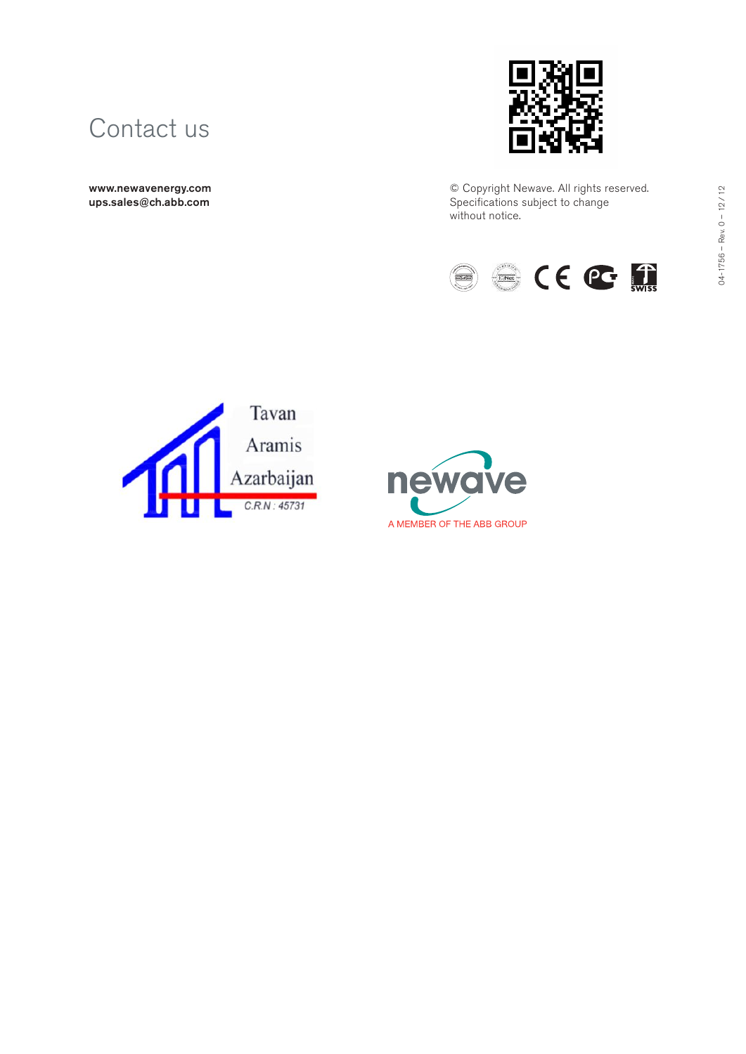# Contact us

**www.newavenergy.com**
**ups.sales@ch.abb.com**

© Copyright Newave. All rights reserved.
Specifications subject to change
without notice.

04-1756 – Rev. 0 – 12/12

Tavan
Aramis
Azarbaijan
C.R.N : 45731

newave
A MEMBER OF THE ABB GROUP